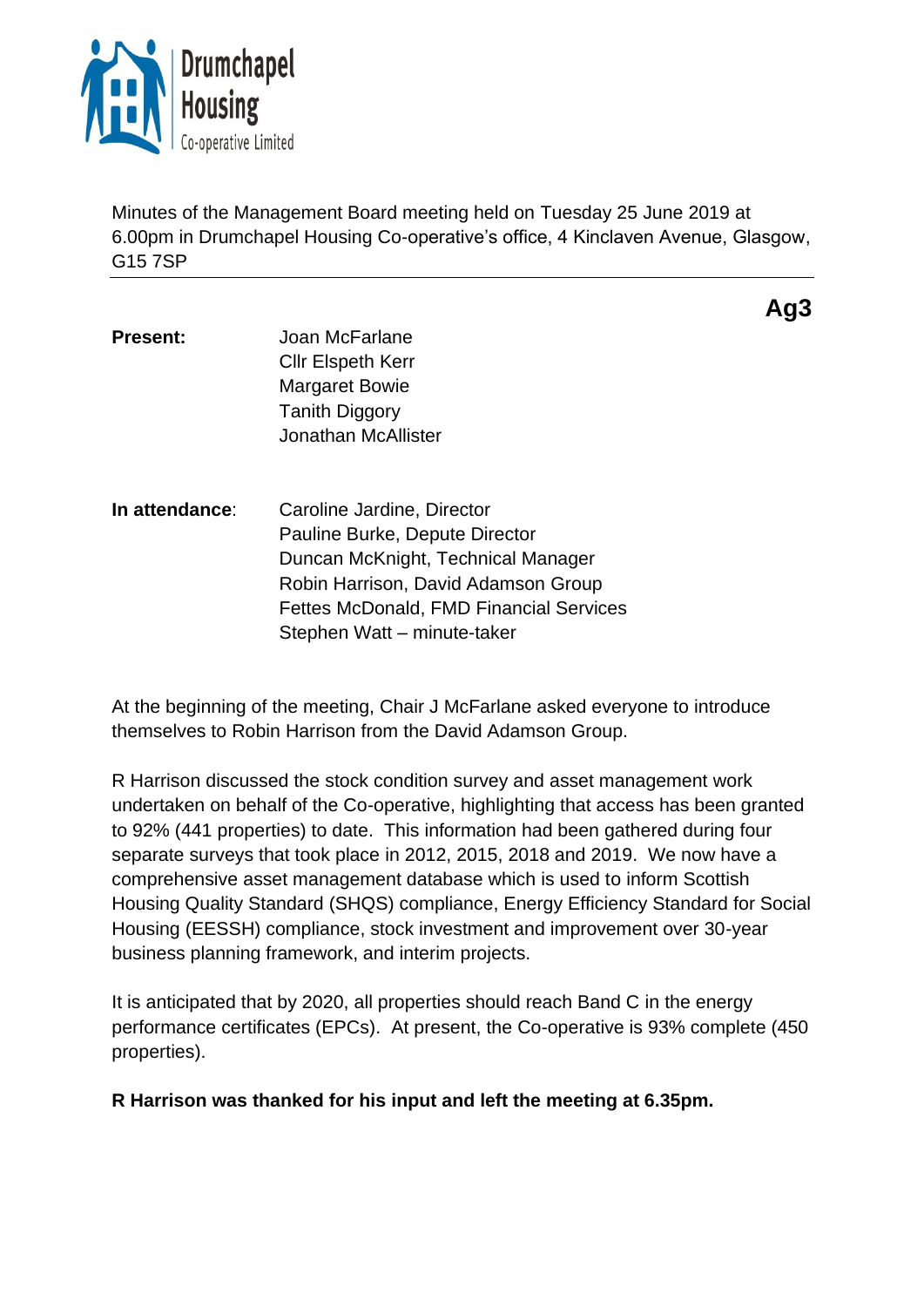Drumchapel Housing Co-operative Limited

Minutes of the Management Board meeting held on Tuesday 25 June 2019 at 6.00pm in Drumchapel Housing Co-operative's office, 4 Kinclaven Avenue, Glasgow, G15 7SP

---

**Ag3**

| | |
|---|---|
| **Present:** | Joan McFarlane<br>Cllr Elspeth Kerr<br>Margaret Bowie<br>Tanith Diggory<br>Jonathan McAllister |
| **In attendance**: | Caroline Jardine, Director<br>Pauline Burke, Depute Director<br>Duncan McKnight, Technical Manager<br>Robin Harrison, David Adamson Group<br>Fettes McDonald, FMD Financial Services<br>Stephen Watt – minute-taker |

At the beginning of the meeting, Chair J McFarlane asked everyone to introduce themselves to Robin Harrison from the David Adamson Group.

R Harrison discussed the stock condition survey and asset management work undertaken on behalf of the Co-operative, highlighting that access has been granted to 92% (441 properties) to date. This information had been gathered during four separate surveys that took place in 2012, 2015, 2018 and 2019. We now have a comprehensive asset management database which is used to inform Scottish Housing Quality Standard (SHQS) compliance, Energy Efficiency Standard for Social Housing (EESSH) compliance, stock investment and improvement over 30-year business planning framework, and interim projects.

It is anticipated that by 2020, all properties should reach Band C in the energy performance certificates (EPCs). At present, the Co-operative is 93% complete (450 properties).

**R Harrison was thanked for his input and left the meeting at 6.35pm.**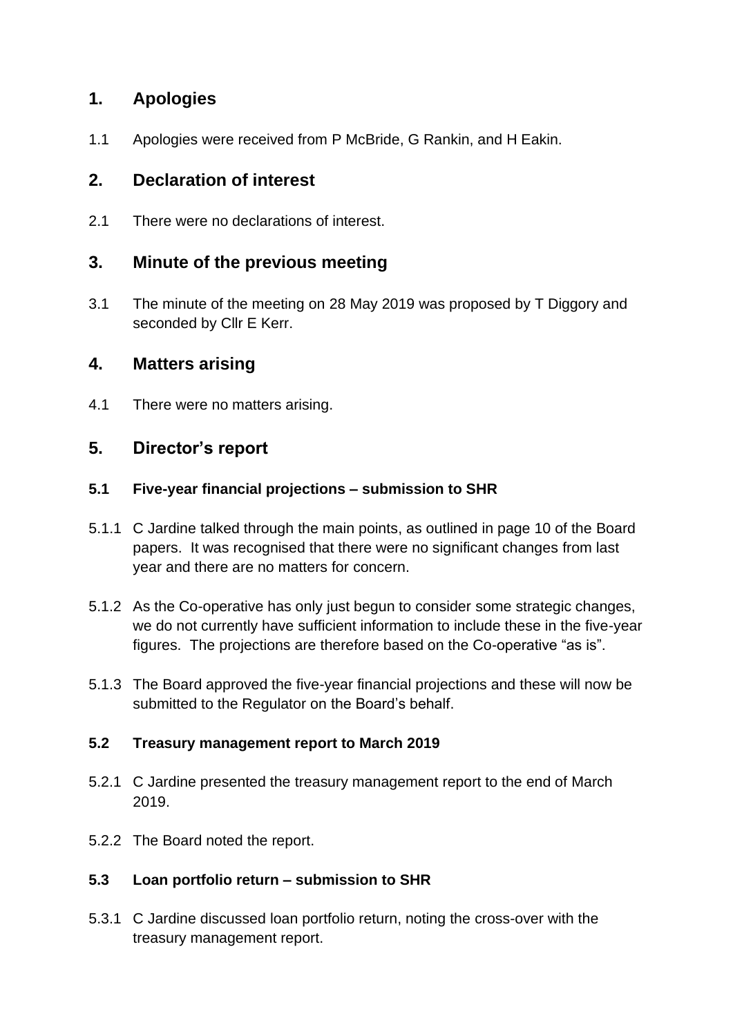## 1. Apologies

1.1 Apologies were received from P McBride, G Rankin, and H Eakin.

## 2. Declaration of interest

2.1 There were no declarations of interest.

## 3. Minute of the previous meeting

3.1 The minute of the meeting on 28 May 2019 was proposed by T Diggory and seconded by Cllr E Kerr.

## 4. Matters arising

4.1 There were no matters arising.

## 5. Director's report

### 5.1 Five-year financial projections – submission to SHR

5.1.1 C Jardine talked through the main points, as outlined in page 10 of the Board papers. It was recognised that there were no significant changes from last year and there are no matters for concern.

5.1.2 As the Co-operative has only just begun to consider some strategic changes, we do not currently have sufficient information to include these in the five-year figures. The projections are therefore based on the Co-operative "as is".

5.1.3 The Board approved the five-year financial projections and these will now be submitted to the Regulator on the Board's behalf.

### 5.2 Treasury management report to March 2019

5.2.1 C Jardine presented the treasury management report to the end of March 2019.

5.2.2 The Board noted the report.

### 5.3 Loan portfolio return – submission to SHR

5.3.1 C Jardine discussed loan portfolio return, noting the cross-over with the treasury management report.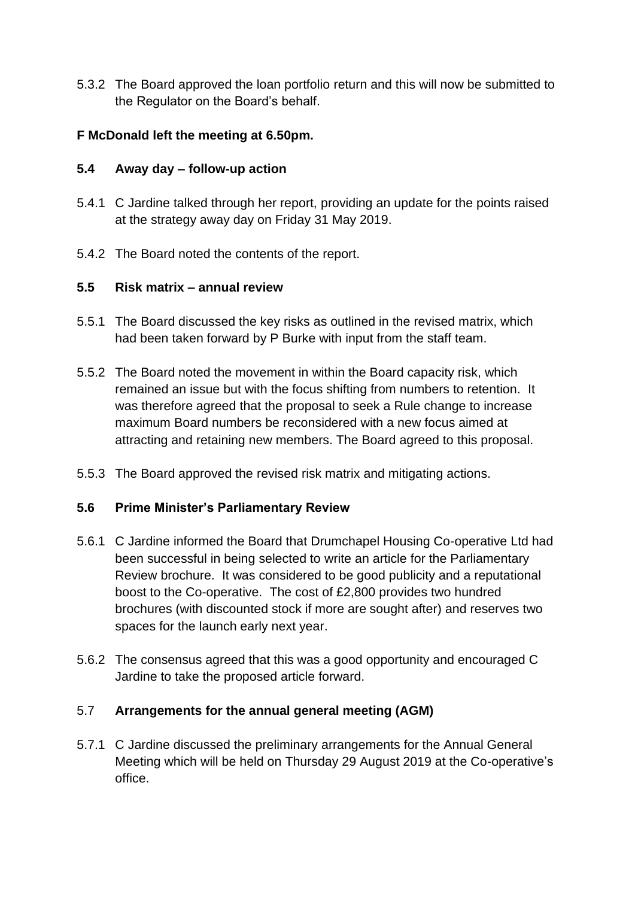5.3.2 The Board approved the loan portfolio return and this will now be submitted to the Regulator on the Board's behalf.

**F McDonald left the meeting at 6.50pm.**

**5.4 Away day – follow-up action**

5.4.1 C Jardine talked through her report, providing an update for the points raised at the strategy away day on Friday 31 May 2019.

5.4.2 The Board noted the contents of the report.

**5.5 Risk matrix – annual review**

5.5.1 The Board discussed the key risks as outlined in the revised matrix, which had been taken forward by P Burke with input from the staff team.

5.5.2 The Board noted the movement in within the Board capacity risk, which remained an issue but with the focus shifting from numbers to retention. It was therefore agreed that the proposal to seek a Rule change to increase maximum Board numbers be reconsidered with a new focus aimed at attracting and retaining new members. The Board agreed to this proposal.

5.5.3 The Board approved the revised risk matrix and mitigating actions.

**5.6 Prime Minister's Parliamentary Review**

5.6.1 C Jardine informed the Board that Drumchapel Housing Co-operative Ltd had been successful in being selected to write an article for the Parliamentary Review brochure. It was considered to be good publicity and a reputational boost to the Co-operative. The cost of £2,800 provides two hundred brochures (with discounted stock if more are sought after) and reserves two spaces for the launch early next year.

5.6.2 The consensus agreed that this was a good opportunity and encouraged C Jardine to take the proposed article forward.

5.7 **Arrangements for the annual general meeting (AGM)**

5.7.1 C Jardine discussed the preliminary arrangements for the Annual General Meeting which will be held on Thursday 29 August 2019 at the Co-operative's office.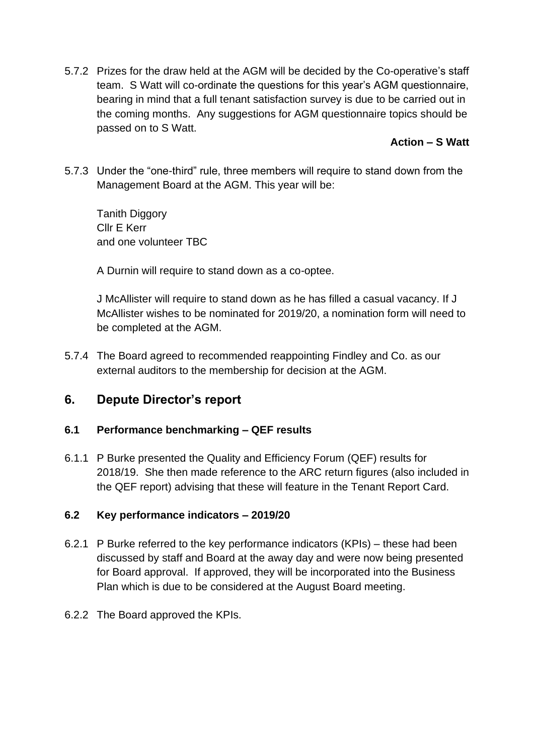5.7.2 Prizes for the draw held at the AGM will be decided by the Co-operative's staff team. S Watt will co-ordinate the questions for this year's AGM questionnaire, bearing in mind that a full tenant satisfaction survey is due to be carried out in the coming months. Any suggestions for AGM questionnaire topics should be passed on to S Watt.

**Action – S Watt**

5.7.3 Under the "one-third" rule, three members will require to stand down from the Management Board at the AGM. This year will be:

Tanith Diggory
Cllr E Kerr
and one volunteer TBC

A Durnin will require to stand down as a co-optee.

J McAllister will require to stand down as he has filled a casual vacancy. If J McAllister wishes to be nominated for 2019/20, a nomination form will need to be completed at the AGM.

5.7.4 The Board agreed to recommended reappointing Findley and Co. as our external auditors to the membership for decision at the AGM.

## 6. Depute Director's report

### 6.1 Performance benchmarking – QEF results

6.1.1 P Burke presented the Quality and Efficiency Forum (QEF) results for 2018/19. She then made reference to the ARC return figures (also included in the QEF report) advising that these will feature in the Tenant Report Card.

### 6.2 Key performance indicators – 2019/20

6.2.1 P Burke referred to the key performance indicators (KPIs) – these had been discussed by staff and Board at the away day and were now being presented for Board approval. If approved, they will be incorporated into the Business Plan which is due to be considered at the August Board meeting.

6.2.2 The Board approved the KPIs.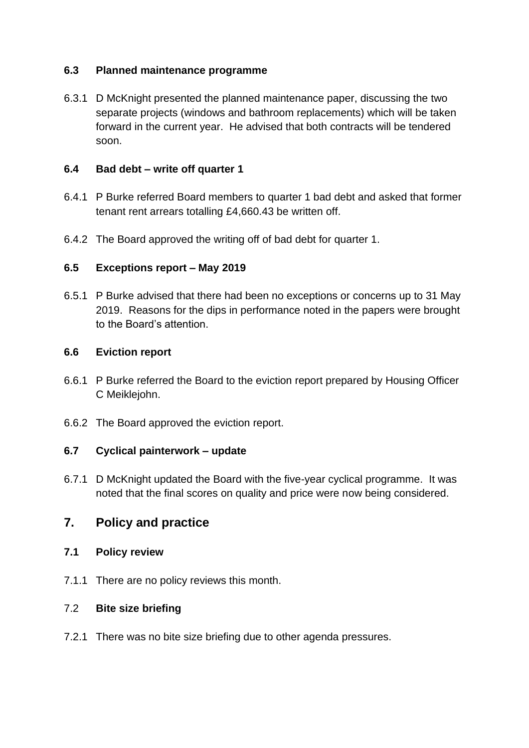### 6.3 Planned maintenance programme

6.3.1 D McKnight presented the planned maintenance paper, discussing the two separate projects (windows and bathroom replacements) which will be taken forward in the current year. He advised that both contracts will be tendered soon.

### 6.4 Bad debt – write off quarter 1

6.4.1 P Burke referred Board members to quarter 1 bad debt and asked that former tenant rent arrears totalling £4,660.43 be written off.

6.4.2 The Board approved the writing off of bad debt for quarter 1.

### 6.5 Exceptions report – May 2019

6.5.1 P Burke advised that there had been no exceptions or concerns up to 31 May 2019. Reasons for the dips in performance noted in the papers were brought to the Board's attention.

### 6.6 Eviction report

6.6.1 P Burke referred the Board to the eviction report prepared by Housing Officer C Meiklejohn.

6.6.2 The Board approved the eviction report.

### 6.7 Cyclical painterwork – update

6.7.1 D McKnight updated the Board with the five-year cyclical programme. It was noted that the final scores on quality and price were now being considered.

## 7. Policy and practice

### 7.1 Policy review

7.1.1 There are no policy reviews this month.

### 7.2 Bite size briefing

7.2.1 There was no bite size briefing due to other agenda pressures.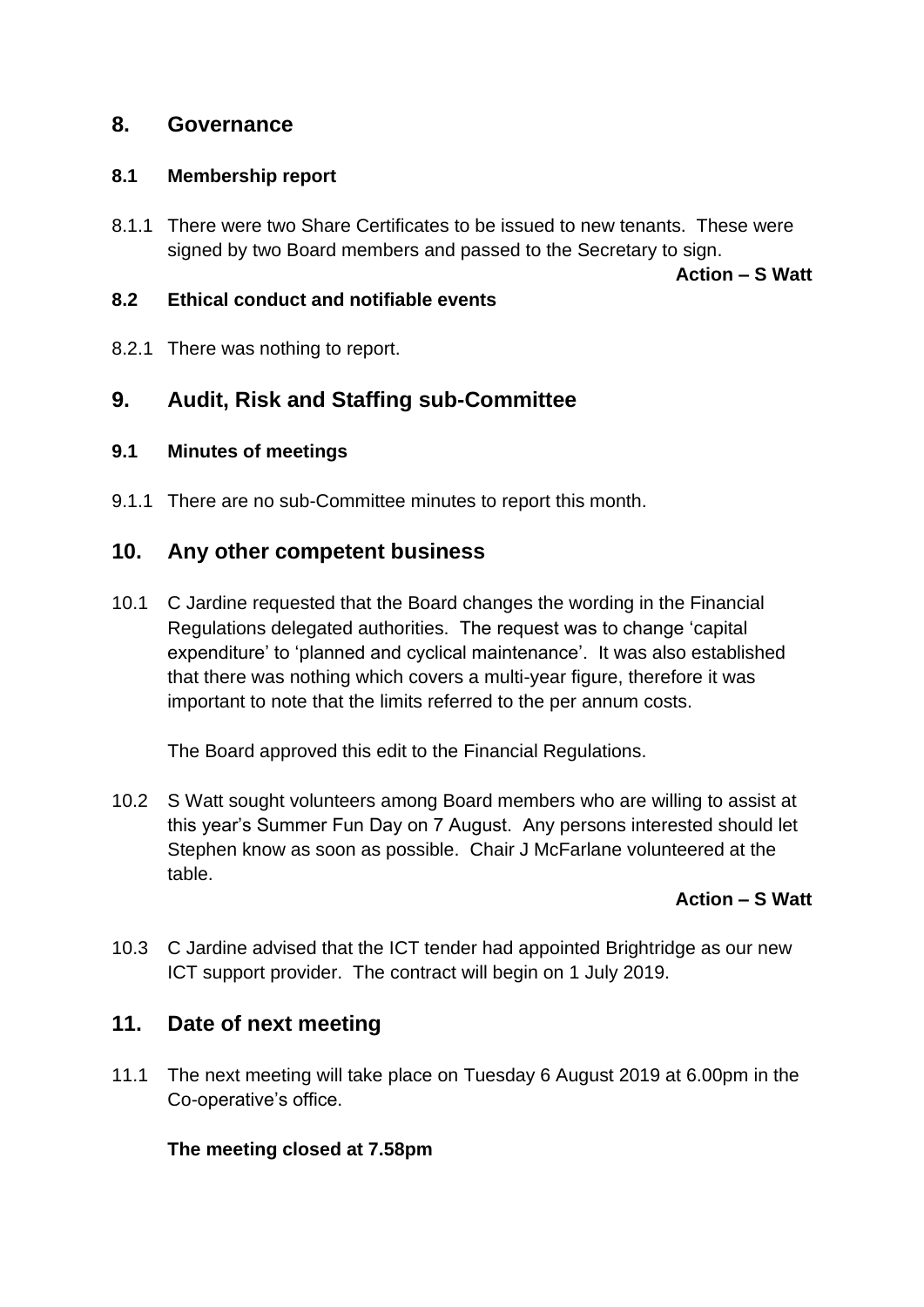## 8. Governance

### 8.1 Membership report

8.1.1 There were two Share Certificates to be issued to new tenants. These were signed by two Board members and passed to the Secretary to sign.

**Action – S Watt**

### 8.2 Ethical conduct and notifiable events

8.2.1 There was nothing to report.

## 9. Audit, Risk and Staffing sub-Committee

### 9.1 Minutes of meetings

9.1.1 There are no sub-Committee minutes to report this month.

## 10. Any other competent business

10.1 C Jardine requested that the Board changes the wording in the Financial Regulations delegated authorities. The request was to change 'capital expenditure' to 'planned and cyclical maintenance'. It was also established that there was nothing which covers a multi-year figure, therefore it was important to note that the limits referred to the per annum costs.

The Board approved this edit to the Financial Regulations.

10.2 S Watt sought volunteers among Board members who are willing to assist at this year's Summer Fun Day on 7 August. Any persons interested should let Stephen know as soon as possible. Chair J McFarlane volunteered at the table.

**Action – S Watt**

10.3 C Jardine advised that the ICT tender had appointed Brightridge as our new ICT support provider. The contract will begin on 1 July 2019.

## 11. Date of next meeting

11.1 The next meeting will take place on Tuesday 6 August 2019 at 6.00pm in the Co-operative's office.

**The meeting closed at 7.58pm**